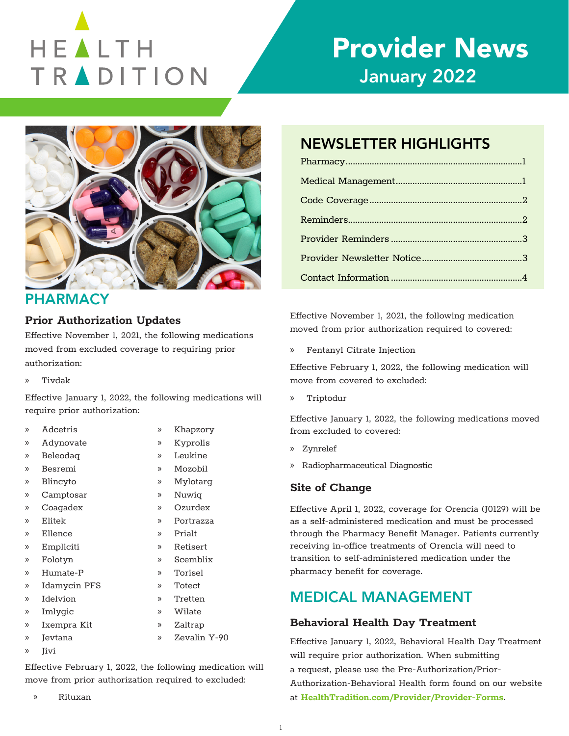# HEALTH TRADITION

# Provider News
## January 2022

## NEWSLETTER HIGHLIGHTS

- Pharmacy.........1
- Medical Management.........1
- Code Coverage.........2
- Reminders.........2
- Provider Reminders.........3
- Provider Newsletter Notice.........3
- Contact Information.........4

## PHARMACY

### Prior Authorization Updates

Effective November 1, 2021, the following medications moved from excluded coverage to requiring prior authorization:

- Tivdak

Effective January 1, 2022, the following medications will require prior authorization:

- Adcetris
- Adynovate
- Beleodaq
- Besremi
- Blincyto
- Camptosar
- Coagadex
- Elitek
- Ellence
- Empliciti
- Folotyn
- Humate-P
- Idamycin PFS
- Idelvion
- Imlygic
- Ixempra Kit
- Jevtana
- Jivi
- Khapzory
- Kyprolis
- Leukine
- Mozobil
- Mylotarg
- Nuwiq
- Ozurdex
- Portrazza
- Prialt
- Retisert
- Scemblix
- Torisel
- Totect
- Tretten
- Wilate
- Zaltrap
- Zevalin Y-90

Effective February 1, 2022, the following medication will move from prior authorization required to excluded:

- Rituxan

Effective November 1, 2021, the following medication moved from prior authorization required to covered:

- Fentanyl Citrate Injection

Effective February 1, 2022, the following medication will move from covered to excluded:

- Triptodur

Effective January 1, 2022, the following medications moved from excluded to covered:

- Zynrelef
- Radiopharmaceutical Diagnostic

### Site of Change

Effective April 1, 2022, coverage for Orencia (J0129) will be as a self-administered medication and must be processed through the Pharmacy Benefit Manager. Patients currently receiving in-office treatments of Orencia will need to transition to self-administered medication under the pharmacy benefit for coverage.

## MEDICAL MANAGEMENT

### Behavioral Health Day Treatment

Effective January 1, 2022, Behavioral Health Day Treatment will require prior authorization. When submitting a request, please use the Pre-Authorization/Prior-Authorization-Behavioral Health form found on our website at **HealthTradition.com/Provider/Provider-Forms**.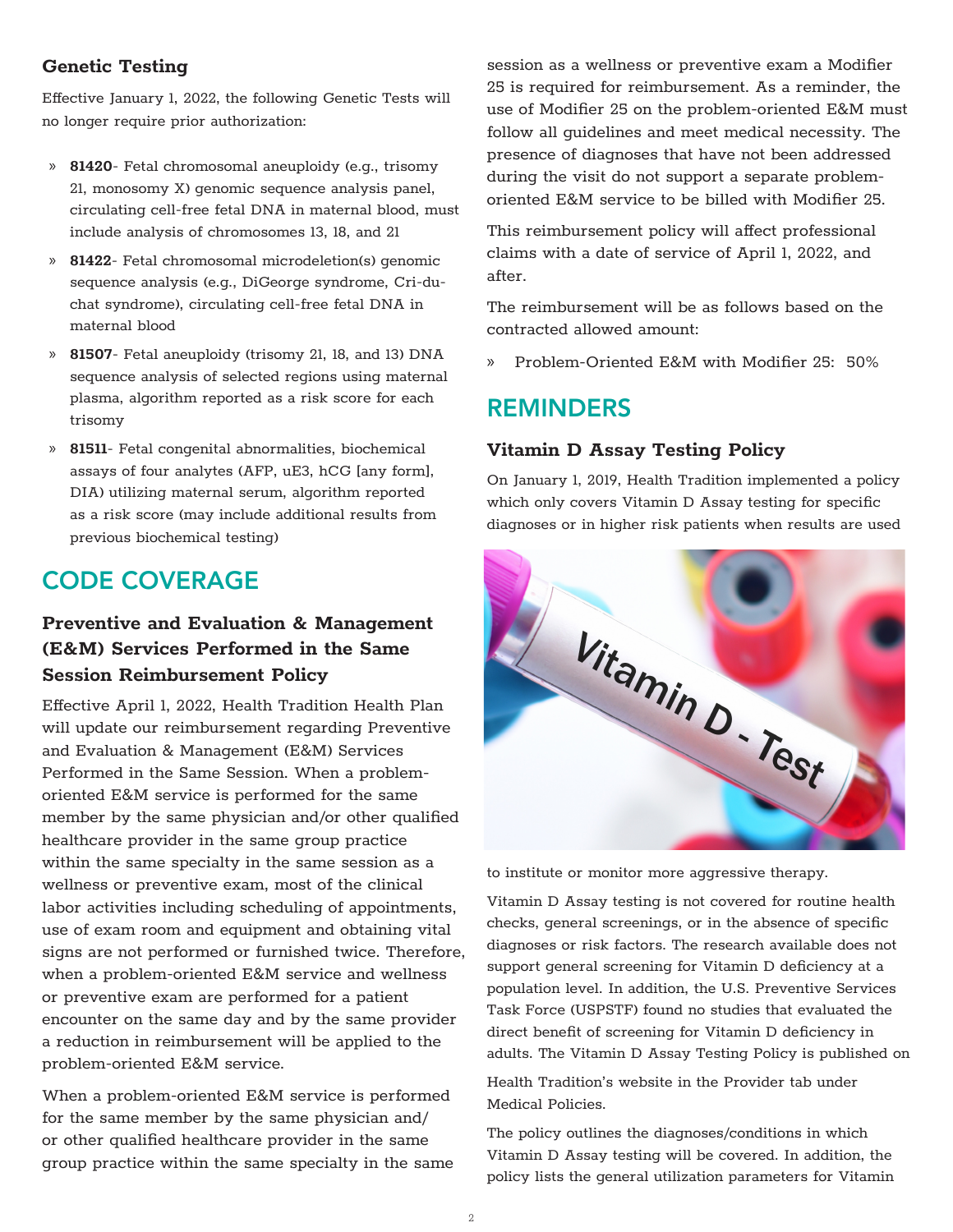### Genetic Testing

Effective January 1, 2022, the following Genetic Tests will no longer require prior authorization:

- **81420**- Fetal chromosomal aneuploidy (e.g., trisomy 21, monosomy X) genomic sequence analysis panel, circulating cell-free fetal DNA in maternal blood, must include analysis of chromosomes 13, 18, and 21
- **81422**- Fetal chromosomal microdeletion(s) genomic sequence analysis (e.g., DiGeorge syndrome, Cri-du-chat syndrome), circulating cell-free fetal DNA in maternal blood
- **81507**- Fetal aneuploidy (trisomy 21, 18, and 13) DNA sequence analysis of selected regions using maternal plasma, algorithm reported as a risk score for each trisomy
- **81511**- Fetal congenital abnormalities, biochemical assays of four analytes (AFP, uE3, hCG [any form], DIA) utilizing maternal serum, algorithm reported as a risk score (may include additional results from previous biochemical testing)

## CODE COVERAGE

### Preventive and Evaluation & Management (E&M) Services Performed in the Same Session Reimbursement Policy

Effective April 1, 2022, Health Tradition Health Plan will update our reimbursement regarding Preventive and Evaluation & Management (E&M) Services Performed in the Same Session. When a problem-oriented E&M service is performed for the same member by the same physician and/or other qualified healthcare provider in the same group practice within the same specialty in the same session as a wellness or preventive exam, most of the clinical labor activities including scheduling of appointments, use of exam room and equipment and obtaining vital signs are not performed or furnished twice. Therefore, when a problem-oriented E&M service and wellness or preventive exam are performed for a patient encounter on the same day and by the same provider a reduction in reimbursement will be applied to the problem-oriented E&M service.

When a problem-oriented E&M service is performed for the same member by the same physician and/or other qualified healthcare provider in the same group practice within the same specialty in the same session as a wellness or preventive exam a Modifier 25 is required for reimbursement. As a reminder, the use of Modifier 25 on the problem-oriented E&M must follow all guidelines and meet medical necessity. The presence of diagnoses that have not been addressed during the visit do not support a separate problem-oriented E&M service to be billed with Modifier 25.

This reimbursement policy will affect professional claims with a date of service of April 1, 2022, and after.

The reimbursement will be as follows based on the contracted allowed amount:

- Problem-Oriented E&M with Modifier 25: 50%

## REMINDERS

### Vitamin D Assay Testing Policy

On January 1, 2019, Health Tradition implemented a policy which only covers Vitamin D Assay testing for specific diagnoses or in higher risk patients when results are used to institute or monitor more aggressive therapy.

Vitamin D Assay testing is not covered for routine health checks, general screenings, or in the absence of specific diagnoses or risk factors. The research available does not support general screening for Vitamin D deficiency at a population level. In addition, the U.S. Preventive Services Task Force (USPSTF) found no studies that evaluated the direct benefit of screening for Vitamin D deficiency in adults. The Vitamin D Assay Testing Policy is published on Health Tradition's website in the Provider tab under Medical Policies.

The policy outlines the diagnoses/conditions in which Vitamin D Assay testing will be covered. In addition, the policy lists the general utilization parameters for Vitamin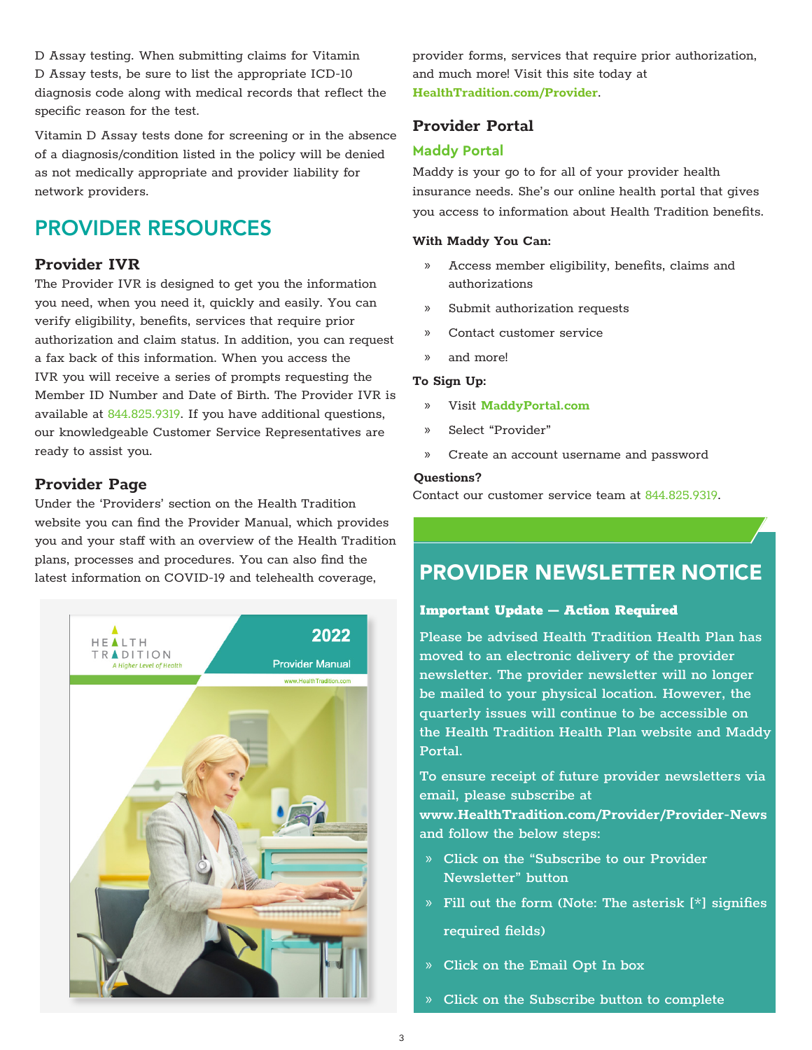D Assay testing. When submitting claims for Vitamin D Assay tests, be sure to list the appropriate ICD-10 diagnosis code along with medical records that reflect the specific reason for the test.

Vitamin D Assay tests done for screening or in the absence of a diagnosis/condition listed in the policy will be denied as not medically appropriate and provider liability for network providers.

## PROVIDER RESOURCES

### Provider IVR

The Provider IVR is designed to get you the information you need, when you need it, quickly and easily. You can verify eligibility, benefits, services that require prior authorization and claim status. In addition, you can request a fax back of this information. When you access the IVR you will receive a series of prompts requesting the Member ID Number and Date of Birth. The Provider IVR is available at 844.825.9319. If you have additional questions, our knowledgeable Customer Service Representatives are ready to assist you.

### Provider Page

Under the 'Providers' section on the Health Tradition website you can find the Provider Manual, which provides you and your staff with an overview of the Health Tradition plans, processes and procedures. You can also find the latest information on COVID-19 and telehealth coverage, provider forms, services that require prior authorization, and much more! Visit this site today at **HealthTradition.com/Provider**.

### Provider Portal

#### Maddy Portal

Maddy is your go to for all of your provider health insurance needs. She's our online health portal that gives you access to information about Health Tradition benefits.

**With Maddy You Can:**

- Access member eligibility, benefits, claims and authorizations
- Submit authorization requests
- Contact customer service
- and more!

**To Sign Up:**

- Visit **MaddyPortal.com**
- Select "Provider"
- Create an account username and password

**Questions?**

Contact our customer service team at 844.825.9319.

## PROVIDER NEWSLETTER NOTICE

**Important Update — Action Required**

Please be advised Health Tradition Health Plan has moved to an electronic delivery of the provider newsletter. The provider newsletter will no longer be mailed to your physical location. However, the quarterly issues will continue to be accessible on the Health Tradition Health Plan website and Maddy Portal.

To ensure receipt of future provider newsletters via email, please subscribe at **www.HealthTradition.com/Provider/Provider-News** and follow the below steps:

- Click on the "Subscribe to our Provider Newsletter" button
- Fill out the form (Note: The asterisk [*] signifies required fields)
- Click on the Email Opt In box
- Click on the Subscribe button to complete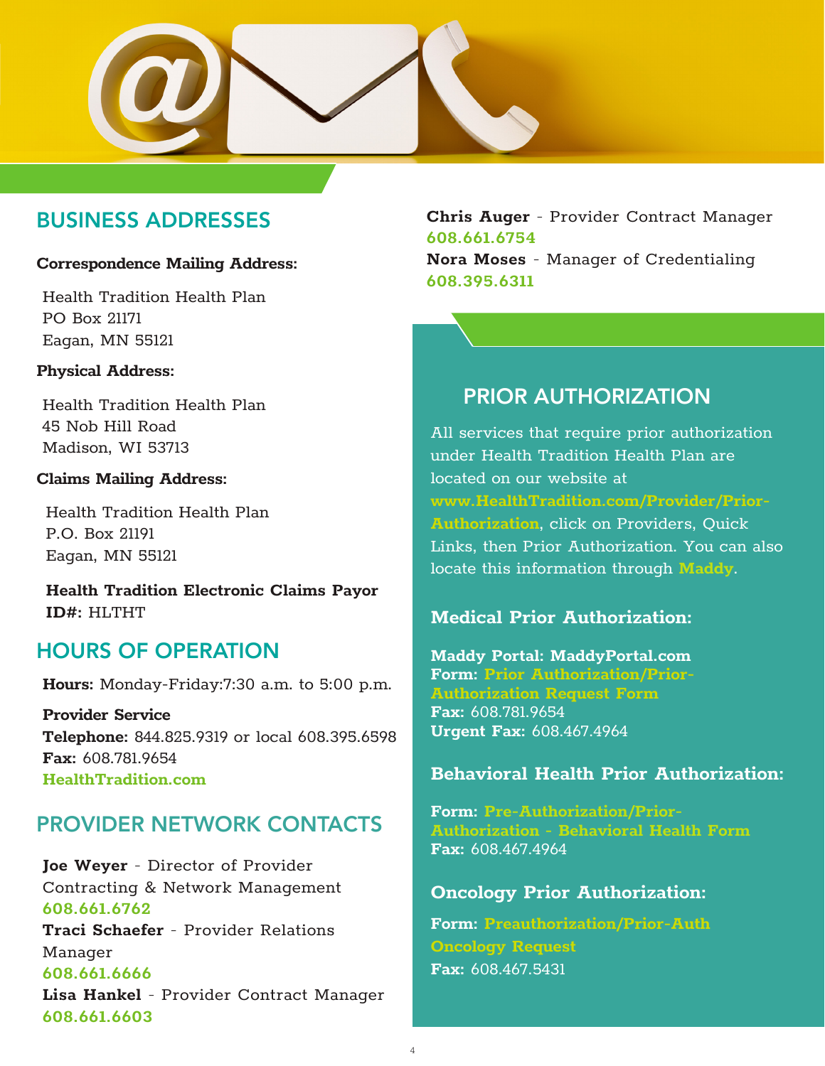## BUSINESS ADDRESSES

**Correspondence Mailing Address:**

Health Tradition Health Plan
PO Box 21171
Eagan, MN 55121

**Physical Address:**

Health Tradition Health Plan
45 Nob Hill Road
Madison, WI 53713

**Claims Mailing Address:**

Health Tradition Health Plan
P.O. Box 21191
Eagan, MN 55121

**Health Tradition Electronic Claims Payor ID#:** HLTHT

## HOURS OF OPERATION

**Hours:** Monday-Friday:7:30 a.m. to 5:00 p.m.

**Provider Service**
**Telephone:** 844.825.9319 or local 608.395.6598
**Fax:** 608.781.9654
**HealthTradition.com**

## PROVIDER NETWORK CONTACTS

**Joe Weyer** - Director of Provider Contracting & Network Management
**608.661.6762**
**Traci Schaefer** - Provider Relations Manager
**608.661.6666**
**Lisa Hankel** - Provider Contract Manager
**608.661.6603**
**Chris Auger** - Provider Contract Manager
**608.661.6754**
**Nora Moses** - Manager of Credentialing
**608.395.6311**

## PRIOR AUTHORIZATION

All services that require prior authorization under Health Tradition Health Plan are located on our website at **www.HealthTradition.com/Provider/Prior-Authorization**, click on Providers, Quick Links, then Prior Authorization. You can also locate this information through **Maddy**.

### Medical Prior Authorization:

**Maddy Portal: MaddyPortal.com**
**Form: Prior Authorization/Prior-Authorization Request Form**
**Fax:** 608.781.9654
**Urgent Fax:** 608.467.4964

### Behavioral Health Prior Authorization:

**Form: Pre-Authorization/Prior-Authorization - Behavioral Health Form**
**Fax:** 608.467.4964

### Oncology Prior Authorization:

**Form: Preauthorization/Prior-Auth Oncology Request**
**Fax:** 608.467.5431